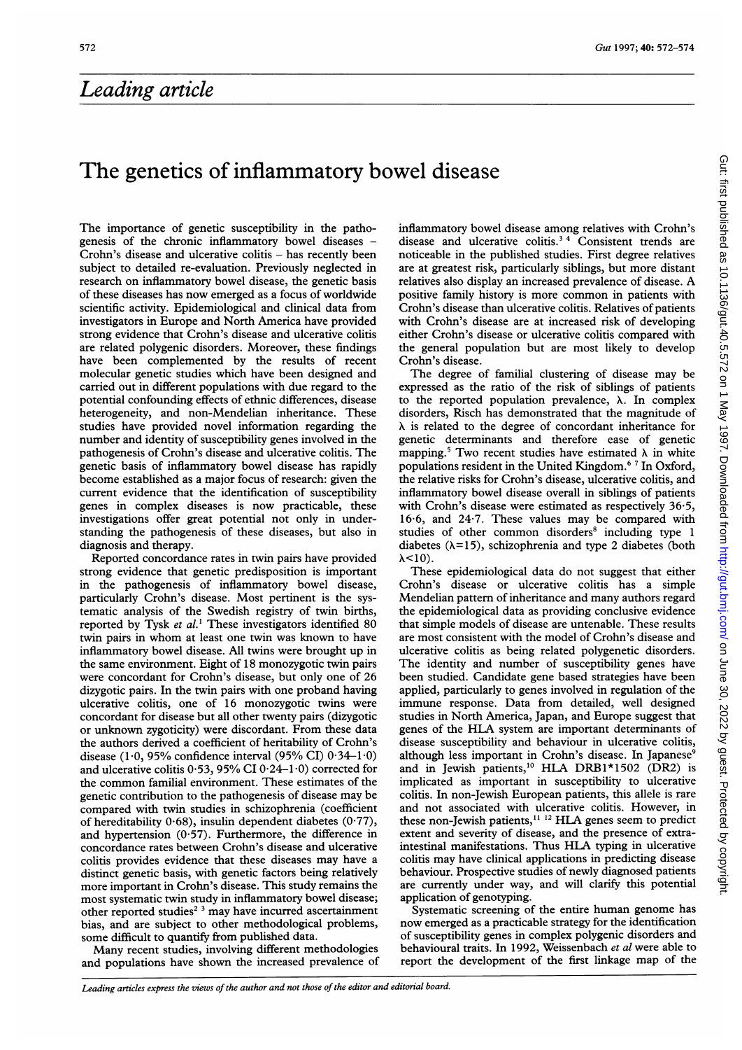## Leading article

# The genetics of inflammatory bowel disease

The importance of genetic susceptibility in the pathogenesis of the chronic inflammatory bowel diseases – Crohn's disease and ulcerative colitis – has recently been subject to detailed re-evaluation. Previously neglected in research on inflammatory bowel disease, the genetic basis of these diseases has now emerged as a focus of worldwide scientific activity. Epidemiological and clinical data from investigators in Europe and North America have provided strong evidence that Crohn's disease and ulcerative colitis are related polygenic disorders. Moreover, these findings have been complemented by the results of recent molecular genetic studies which have been designed and carried out in different populations with due regard to the potential confounding effects of ethnic differences, disease heterogeneity, and non-Mendelian inheritance. These studies have provided novel information regarding the number and identity of susceptibility genes involved in the pathogenesis of Crohn's disease and ulcerative colitis. The genetic basis of inflammatory bowel disease has rapidly become established as a major focus of research: given the current evidence that the identification of susceptibility genes in complex diseases is now practicable, these investigations offer great potential not only in understanding the pathogenesis of these diseases, but also in diagnosis and therapy.

Reported concordance rates in twin pairs have provided strong evidence that genetic predisposition is important in the pathogenesis of inflammatory bowel disease, particularly Crohn's disease. Most pertinent is the systematic analysis of the Swedish registry of twin births, reported by Tysk *et al*.[1] These investigators identified 80 twin pairs in whom at least one twin was known to have inflammatory bowel disease. All twins were brought up in the same environment. Eight of 18 monozygotic twin pairs were concordant for Crohn's disease, but only one of 26 dizygotic pairs. In the twin pairs with one proband having ulcerative colitis, one of 16 monozygotic twins were concordant for disease but all other twenty pairs (dizygotic or unknown zygoticity) were discordant. From these data the authors derived a coefficient of heritability of Crohn's disease (1·0, 95% confidence interval (95% CI) 0·34–1·0) and ulcerative colitis 0·53, 95% CI 0·24–1·0) corrected for the common familial environment. These estimates of the genetic contribution to the pathogenesis of disease may be compared with twin studies in schizophrenia (coefficient of hereditability 0·68), insulin dependent diabetes (0·77), and hypertension (0·57). Furthermore, the difference in concordance rates between Crohn's disease and ulcerative colitis provides evidence that these diseases may have a distinct genetic basis, with genetic factors being relatively more important in Crohn's disease. This study remains the most systematic twin study in inflammatory bowel disease; other reported studies[2,3] may have incurred ascertainment bias, and are subject to other methodological problems, some difficult to quantify from published data.

Many recent studies, involving different methodologies and populations have shown the increased prevalence of inflammatory bowel disease among relatives with Crohn's disease and ulcerative colitis.[3,4] Consistent trends are noticeable in the published studies. First degree relatives are at greatest risk, particularly siblings, but more distant relatives also display an increased prevalence of disease. A positive family history is more common in patients with Crohn's disease than ulcerative colitis. Relatives of patients with Crohn's disease are at increased risk of developing either Crohn's disease or ulcerative colitis compared with the general population but are most likely to develop Crohn's disease.

The degree of familial clustering of disease may be expressed as the ratio of the risk of siblings of patients to the reported population prevalence, $\lambda$. In complex disorders, Risch has demonstrated that the magnitude of $\lambda$ is related to the degree of concordant inheritance for genetic determinants and therefore ease of genetic mapping.[5] Two recent studies have estimated $\lambda$ in white populations resident in the United Kingdom.[6,7] In Oxford, the relative risks for Crohn's disease, ulcerative colitis, and inflammatory bowel disease overall in siblings of patients with Crohn's disease were estimated as respectively 36·5, 16·6, and 24·7. These values may be compared with studies of other common disorders[8] including type 1 diabetes ($\lambda$=15), schizophrenia and type 2 diabetes (both $\lambda$<10).

These epidemiological data do not suggest that either Crohn's disease or ulcerative colitis has a simple Mendelian pattern of inheritance and many authors regard the epidemiological data as providing conclusive evidence that simple models of disease are untenable. These results are most consistent with the model of Crohn's disease and ulcerative colitis as being related polygenetic disorders. The identity and number of susceptibility genes have been studied. Candidate gene based strategies have been applied, particularly to genes involved in regulation of the immune response. Data from detailed, well designed studies in North America, Japan, and Europe suggest that genes of the HLA system are important determinants of disease susceptibility and behaviour in ulcerative colitis, although less important in Crohn's disease. In Japanese[9] and in Jewish patients,[10] HLA DRB1*1502 (DR2) is implicated as important in susceptibility to ulcerative colitis. In non-Jewish European patients, this allele is rare and not associated with ulcerative colitis. However, in these non-Jewish patients,[11,12] HLA genes seem to predict extent and severity of disease, and the presence of extraintestinal manifestations. Thus HLA typing in ulcerative colitis may have clinical applications in predicting disease behaviour. Prospective studies of newly diagnosed patients are currently under way, and will clarify this potential application of genotyping.

Systematic screening of the entire human genome has now emerged as a practicable strategy for the identification of susceptibility genes in complex polygenic disorders and behavioural traits. In 1992, Weissenbach *et al* were able to report the development of the first linkage map of the

*Leading articles express the views of the author and not those of the editor and editorial board.*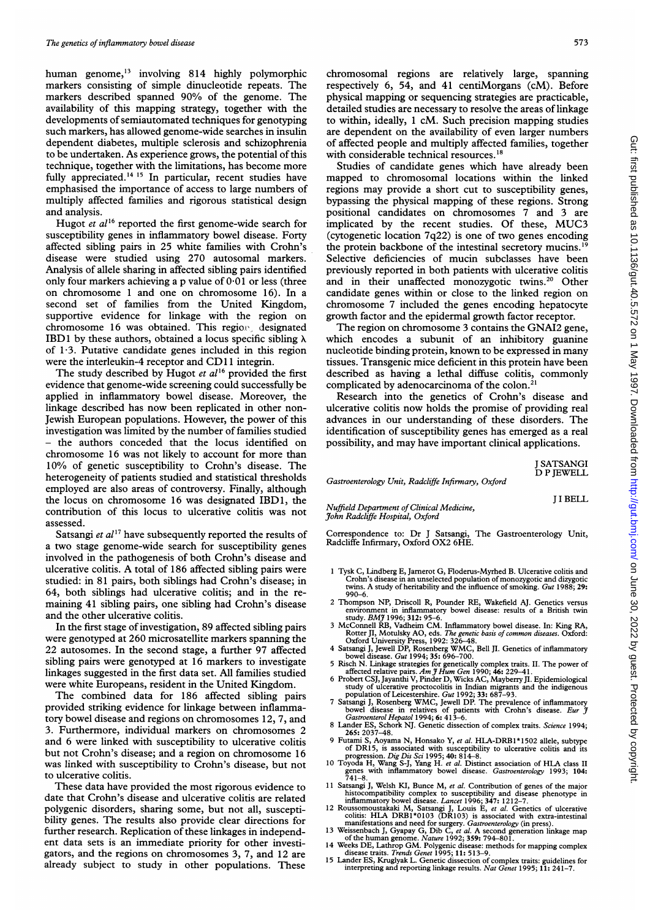human genome,[13] involving 814 highly polymorphic markers consisting of simple dinucleotide repeats. The markers described spanned 90% of the genome. The availability of this mapping strategy, together with the developments of semiautomated techniques for genotyping such markers, has allowed genome-wide searches in insulin dependent diabetes, multiple sclerosis and schizophrenia to be undertaken. As experience grows, the potential of this technique, together with the limitations, has become more fully appreciated.[14 15] In particular, recent studies have emphasised the importance of access to large numbers of multiply affected families and rigorous statistical design and analysis.

Hugot *et al*[16] reported the first genome-wide search for susceptibility genes in inflammatory bowel disease. Forty affected sibling pairs in 25 white families with Crohn's disease were studied using 270 autosomal markers. Analysis of allele sharing in affected sibling pairs identified only four markers achieving a p value of 0·01 or less (three on chromosome 1 and one on chromosome 16). In a second set of families from the United Kingdom, supportive evidence for linkage with the region on chromosome 16 was obtained. This region, designated IBD1 by these authors, obtained a locus specific sibling $\lambda$ of 1·3. Putative candidate genes included in this region were the interleukin-4 receptor and CD11 integrin.

The study described by Hugot *et al*[16] provided the first evidence that genome-wide screening could successfully be applied in inflammatory bowel disease. Moreover, the linkage described has now been replicated in other non-Jewish European populations. However, the power of this investigation was limited by the number of families studied – the authors conceded that the locus identified on chromosome 16 was not likely to account for more than 10% of genetic susceptibility to Crohn's disease. The heterogeneity of patients studied and statistical thresholds employed are also areas of controversy. Finally, although the locus on chromosome 16 was designated IBD1, the contribution of this locus to ulcerative colitis was not assessed.

Satsangi *et al*[17] have subsequently reported the results of a two stage genome-wide search for susceptibility genes involved in the pathogenesis of both Crohn's disease and ulcerative colitis. A total of 186 affected sibling pairs were studied: in 81 pairs, both siblings had Crohn's disease; in 64, both siblings had ulcerative colitis; and in the remaining 41 sibling pairs, one sibling had Crohn's disease and the other ulcerative colitis.

In the first stage of investigation, 89 affected sibling pairs were genotyped at 260 microsatellite markers spanning the 22 autosomes. In the second stage, a further 97 affected sibling pairs were genotyped at 16 markers to investigate linkages suggested in the first data set. All families studied were white Europeans, resident in the United Kingdom.

The combined data for 186 affected sibling pairs provided striking evidence for linkage between inflammatory bowel disease and regions on chromosomes 12, 7, and 3. Furthermore, individual markers on chromosomes 2 and 6 were linked with susceptibility to ulcerative colitis but not Crohn's disease; and a region on chromosome 16 was linked with susceptibility to Crohn's disease, but not to ulcerative colitis.

These data have provided the most rigorous evidence to date that Crohn's disease and ulcerative colitis are related polygenic disorders, sharing some, but not all, susceptibility genes. The results also provide clear directions for further research. Replication of these linkages in independent data sets is an immediate priority for other investigators, and the regions on chromosomes 3, 7, and 12 are already subject to study in other populations. These chromosomal regions are relatively large, spanning respectively 6, 54, and 41 centiMorgans (cM). Before physical mapping or sequencing strategies are practicable, detailed studies are necessary to resolve the areas of linkage to within, ideally, 1 cM. Such precision mapping studies are dependent on the availability of even larger numbers of affected people and multiply affected families, together with considerable technical resources.[18]

Studies of candidate genes which have already been mapped to chromosomal locations within the linked regions may provide a short cut to susceptibility genes, bypassing the physical mapping of these regions. Strong positional candidates on chromosomes 7 and 3 are implicated by the recent studies. Of these, MUC3 (cytogenetic location 7q22) is one of two genes encoding the protein backbone of the intestinal secretory mucins.[19] Selective deficiencies of mucin subclasses have been previously reported in both patients with ulcerative colitis and in their unaffected monozygotic twins.[20] Other candidate genes within or close to the linked region on chromosome 7 included the genes encoding hepatocyte growth factor and the epidermal growth factor receptor.

The region on chromosome 3 contains the GNAI2 gene, which encodes a subunit of an inhibitory guanine nucleotide binding protein, known to be expressed in many tissues. Transgenic mice deficient in this protein have been described as having a lethal diffuse colitis, commonly complicated by adenocarcinoma of the colon.[21]

Research into the genetics of Crohn's disease and ulcerative colitis now holds the promise of providing real advances in our understanding of these disorders. The identification of susceptibility genes has emerged as a real possibility, and may have important clinical applications.

J SATSANGI
D P JEWELL

*Gastroenterology Unit, Radcliffe Infirmary, Oxford*

J I BELL

*Nuffield Department of Clinical Medicine, John Radcliffe Hospital, Oxford*

Correspondence to: Dr J Satsangi, The Gastroenterology Unit, Radcliffe Infirmary, Oxford OX2 6HE.

1. Tysk C, Lindberg E, Jarnerot G, Floderus-Myrhed B. Ulcerative colitis and Crohn's disease in an unselected population of monozygotic and dizygotic twins. A study of heritability and the influence of smoking. *Gut* 1988; **29:** 990–6.
2. Thompson NP, Driscoll R, Pounder RE, Wakefield AJ. Genetics versus environment in inflammatory bowel disease: results of a British twin study. *BMJ* 1996; **312:** 95–6.
3. McConnell RB, Vadheim CM. Inflammatory bowel disease. In: King RA, Rotter JI, Motulsky AO, eds. *The genetic basis of common diseases.* Oxford: Oxford University Press, 1992: 326–48.
4. Satsangi J, Jewell DP, Rosenberg WMC, Bell JI. Genetics of inflammatory bowel disease. *Gut* 1994; **35:** 696–700.
5. Risch N. Linkage strategies for genetically complex traits. II. The power of affected relative pairs. *Am J Hum Gen* 1990; **46:** 229–41.
6. Probert CSJ, Jayanthi V, Pinder D, Wicks AC, Mayberry JF. Epidemiological study of ulcerative proctocolitis in Indian migrants and the indigenous population of Leicestershire. *Gut* 1992; **33:** 687–93.
7. Satsangi J, Rosenberg WMC, Jewell DP. The prevalence of inflammatory bowel disease in relatives of patients with Crohn's disease. *Eur J Gastroenterol Hepatol* 1994; **6:** 413–6.
8. Lander ES, Schork NJ. Genetic dissection of complex traits. *Science* 1994; **265:** 2037–48.
9. Futami S, Aoyama N, Honsako Y, *et al.* HLA-DRB1*1502 allele, subtype of DR15, is associated with susceptibility to ulcerative colitis and its progression. *Dig Dis Sci* 1995; **40:** 814–8.
10. Toyoda H, Wang S-J, Yang H. *et al.* Distinct association of HLA class II genes with inflammatory bowel disease. *Gastroenterology* 1993; **104:** 741–8.
11. Satsangi J, Welsh KI, Bunce M, *et al.* Contribution of genes of the major histocompatibility complex to susceptibility and disease phenotype in inflammatory bowel disease. *Lancet* 1996; **347:** 1212–7.
12. Roussomoustakaki M, Satsangi J, Louis E, *et al.* Genetics of ulcerative colitis: HLA DRB1*0103 (DR103) is associated with extra-intestinal manifestations and need for surgery. *Gastroenterology* (in press).
13. Weissenbach J, Gyapay G, Dib C, *et al.* A second generation linkage map of the human genome. *Nature* 1992; **359:** 794–801.
14. Weeks DE, Lathrop GM. Polygenic disease: methods for mapping complex disease traits. *Trends Genet* 1995; **11:** 513–9.
15. Lander ES, Kruglyak L. Genetic dissection of complex traits: guidelines for interpreting and reporting linkage results. *Nat Genet* 1995; **11:** 241–7.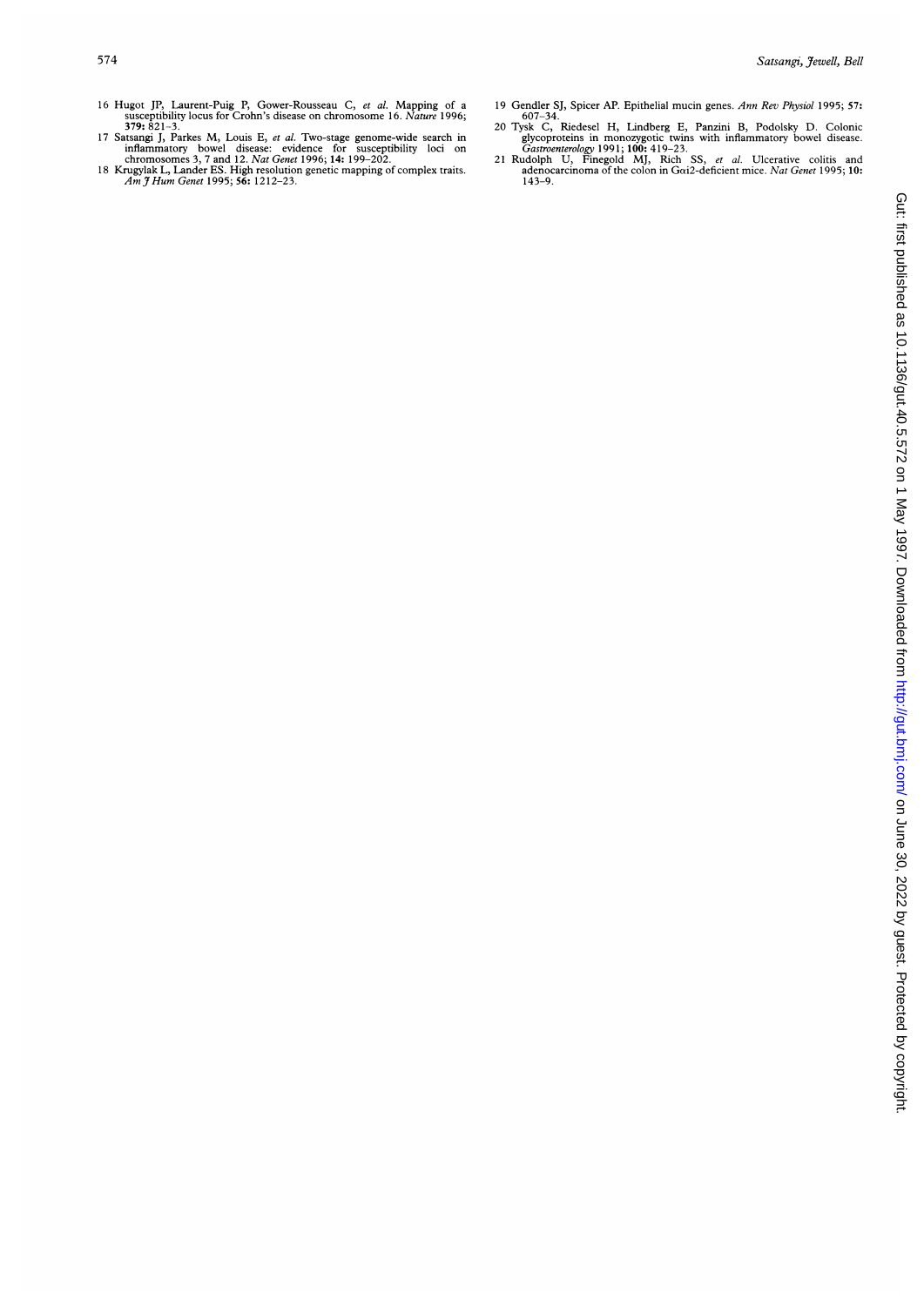16 Hugot JP, Laurent-Puig P, Gower-Rousseau C, *et al.* Mapping of a susceptibility locus for Crohn's disease on chromosome 16. *Nature* 1996; **379:** 821–3.

17 Satsangi J, Parkes M, Louis E, *et al.* Two-stage genome-wide search in inflammatory bowel disease: evidence for susceptibility loci on chromosomes 3, 7 and 12. *Nat Genet* 1996; **14:** 199–202.

18 Krugylak L, Lander ES. High resolution genetic mapping of complex traits. *Am J Hum Genet* 1995; **56:** 1212–23.

19 Gendler SJ, Spicer AP. Epithelial mucin genes. *Ann Rev Physiol* 1995; **57:** 607–34.

20 Tysk C, Riedesel H, Lindberg E, Panzini B, Podolsky D. Colonic glycoproteins in monozygotic twins with inflammatory bowel disease. *Gastroenterology* 1991; **100:** 419–23.

21 Rudolph U, Finegold MJ, Rich SS, *et al.* Ulcerative colitis and adenocarcinoma of the colon in Gαi2-deficient mice. *Nat Genet* 1995; **10:** 143–9.